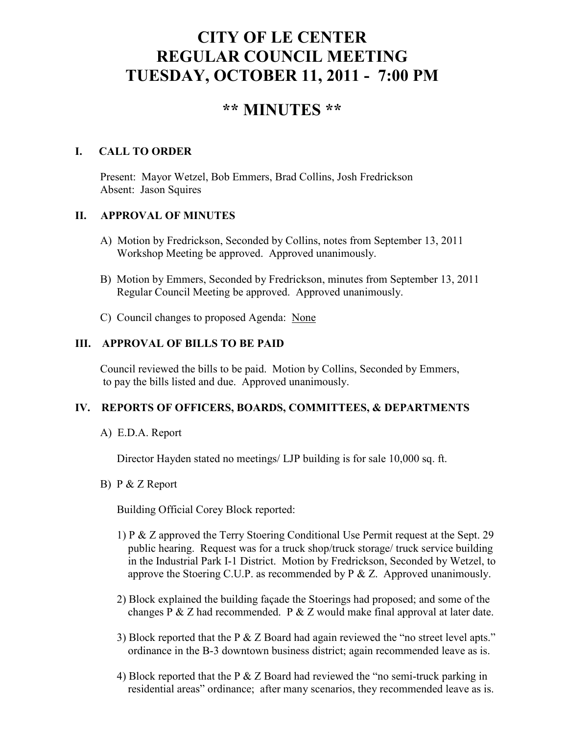# CITY OF LE CENTER
# REGULAR COUNCIL MEETING
# TUESDAY, OCTOBER 11, 2011 - 7:00 PM

## ** MINUTES **

### I. CALL TO ORDER

Present: Mayor Wetzel, Bob Emmers, Brad Collins, Josh Fredrickson
Absent: Jason Squires

### II. APPROVAL OF MINUTES

A) Motion by Fredrickson, Seconded by Collins, notes from September 13, 2011 Workshop Meeting be approved. Approved unanimously.

B) Motion by Emmers, Seconded by Fredrickson, minutes from September 13, 2011 Regular Council Meeting be approved. Approved unanimously.

C) Council changes to proposed Agenda: None

### III. APPROVAL OF BILLS TO BE PAID

Council reviewed the bills to be paid. Motion by Collins, Seconded by Emmers, to pay the bills listed and due. Approved unanimously.

### IV. REPORTS OF OFFICERS, BOARDS, COMMITTEES, & DEPARTMENTS

A) E.D.A. Report

Director Hayden stated no meetings/ LJP building is for sale 10,000 sq. ft.

B) P & Z Report

Building Official Corey Block reported:

1) P & Z approved the Terry Stoering Conditional Use Permit request at the Sept. 29 public hearing. Request was for a truck shop/truck storage/ truck service building in the Industrial Park I-1 District. Motion by Fredrickson, Seconded by Wetzel, to approve the Stoering C.U.P. as recommended by P & Z. Approved unanimously.

2) Block explained the building façade the Stoerings had proposed; and some of the changes P & Z had recommended. P & Z would make final approval at later date.

3) Block reported that the P & Z Board had again reviewed the "no street level apts." ordinance in the B-3 downtown business district; again recommended leave as is.

4) Block reported that the P & Z Board had reviewed the "no semi-truck parking in residential areas" ordinance; after many scenarios, they recommended leave as is.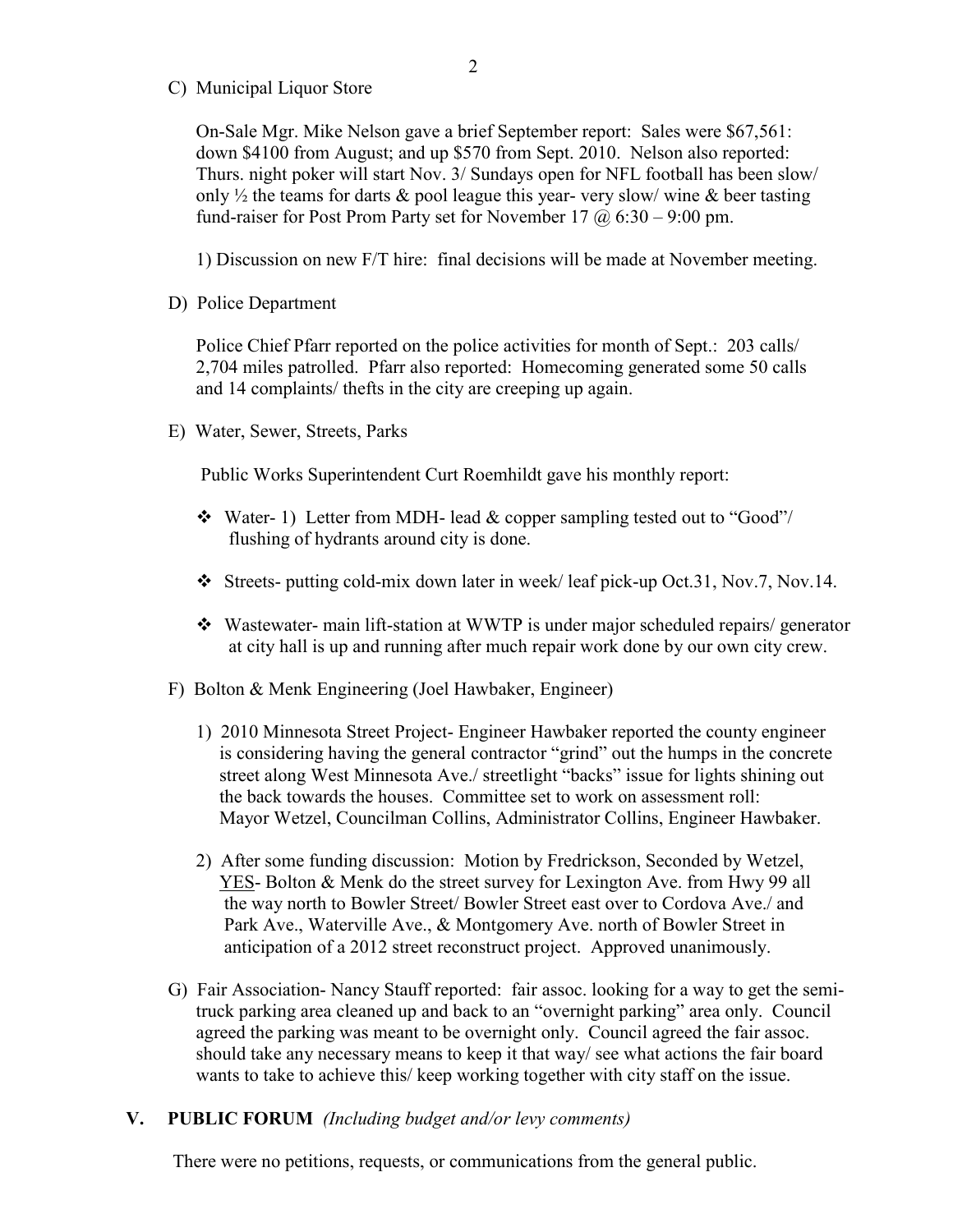C) Municipal Liquor Store

On-Sale Mgr. Mike Nelson gave a brief September report: Sales were $67,561: down $4100 from August; and up $570 from Sept. 2010. Nelson also reported: Thurs. night poker will start Nov. 3/ Sundays open for NFL football has been slow/ only ½ the teams for darts & pool league this year- very slow/ wine & beer tasting fund-raiser for Post Prom Party set for November 17 @ 6:30 – 9:00 pm.

1) Discussion on new F/T hire: final decisions will be made at November meeting.

D) Police Department

Police Chief Pfarr reported on the police activities for month of Sept.: 203 calls/ 2,704 miles patrolled. Pfarr also reported: Homecoming generated some 50 calls and 14 complaints/ thefts in the city are creeping up again.

E) Water, Sewer, Streets, Parks

Public Works Superintendent Curt Roemhildt gave his monthly report:

- Water- 1) Letter from MDH- lead & copper sampling tested out to "Good"/ flushing of hydrants around city is done.
- Streets- putting cold-mix down later in week/ leaf pick-up Oct.31, Nov.7, Nov.14.
- Wastewater- main lift-station at WWTP is under major scheduled repairs/ generator at city hall is up and running after much repair work done by our own city crew.

F) Bolton & Menk Engineering (Joel Hawbaker, Engineer)

1) 2010 Minnesota Street Project- Engineer Hawbaker reported the county engineer is considering having the general contractor "grind" out the humps in the concrete street along West Minnesota Ave./ streetlight "backs" issue for lights shining out the back towards the houses. Committee set to work on assessment roll: Mayor Wetzel, Councilman Collins, Administrator Collins, Engineer Hawbaker.

2) After some funding discussion: Motion by Fredrickson, Seconded by Wetzel, <u>YES</u>- Bolton & Menk do the street survey for Lexington Ave. from Hwy 99 all the way north to Bowler Street/ Bowler Street east over to Cordova Ave./ and Park Ave., Waterville Ave., & Montgomery Ave. north of Bowler Street in anticipation of a 2012 street reconstruct project. Approved unanimously.

G) Fair Association- Nancy Stauff reported: fair assoc. looking for a way to get the semi-truck parking area cleaned up and back to an "overnight parking" area only. Council agreed the parking was meant to be overnight only. Council agreed the fair assoc. should take any necessary means to keep it that way/ see what actions the fair board wants to take to achieve this/ keep working together with city staff on the issue.

## V. PUBLIC FORUM *(Including budget and/or levy comments)*

There were no petitions, requests, or communications from the general public.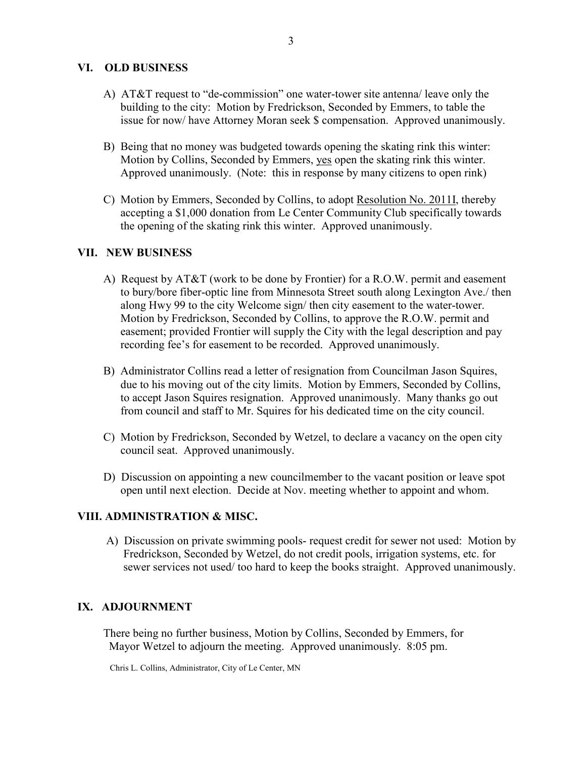## VI. OLD BUSINESS

A) AT&T request to "de-commission" one water-tower site antenna/ leave only the building to the city: Motion by Fredrickson, Seconded by Emmers, to table the issue for now/ have Attorney Moran seek $ compensation. Approved unanimously.

B) Being that no money was budgeted towards opening the skating rink this winter: Motion by Collins, Seconded by Emmers, yes open the skating rink this winter. Approved unanimously. (Note: this in response by many citizens to open rink)

C) Motion by Emmers, Seconded by Collins, to adopt Resolution No. 2011I, thereby accepting a $1,000 donation from Le Center Community Club specifically towards the opening of the skating rink this winter. Approved unanimously.

## VII. NEW BUSINESS

A) Request by AT&T (work to be done by Frontier) for a R.O.W. permit and easement to bury/bore fiber-optic line from Minnesota Street south along Lexington Ave./ then along Hwy 99 to the city Welcome sign/ then city easement to the water-tower. Motion by Fredrickson, Seconded by Collins, to approve the R.O.W. permit and easement; provided Frontier will supply the City with the legal description and pay recording fee's for easement to be recorded. Approved unanimously.

B) Administrator Collins read a letter of resignation from Councilman Jason Squires, due to his moving out of the city limits. Motion by Emmers, Seconded by Collins, to accept Jason Squires resignation. Approved unanimously. Many thanks go out from council and staff to Mr. Squires for his dedicated time on the city council.

C) Motion by Fredrickson, Seconded by Wetzel, to declare a vacancy on the open city council seat. Approved unanimously.

D) Discussion on appointing a new councilmember to the vacant position or leave spot open until next election. Decide at Nov. meeting whether to appoint and whom.

## VIII. ADMINISTRATION & MISC.

A) Discussion on private swimming pools- request credit for sewer not used: Motion by Fredrickson, Seconded by Wetzel, do not credit pools, irrigation systems, etc. for sewer services not used/ too hard to keep the books straight. Approved unanimously.

## IX. ADJOURNMENT

There being no further business, Motion by Collins, Seconded by Emmers, for Mayor Wetzel to adjourn the meeting. Approved unanimously. 8:05 pm.

Chris L. Collins, Administrator, City of Le Center, MN